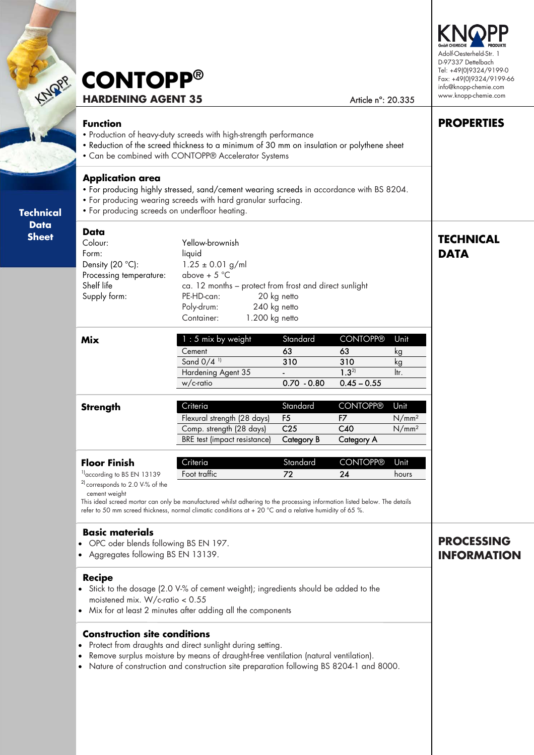# CONTOPP®

## HARDENING AGENT 35

Article n°: 20.335

KNOPP GmbH CHEMISCHE PRODUKTE
Adolf-Oesterheld-Str. 1
D-97337 Dettelbach
Tel: +49(0)9324/9199-0
Fax: +49(0)9324/9199-66
info@knopp-chemie.com
www.knopp-chemie.com

**Technical Data Sheet**

## PROPERTIES

### Function

- Production of heavy-duty screeds with high-strength performance
- Reduction of the screed thickness to a minimum of 30 mm on insulation or polythene sheet
- Can be combined with CONTOPP® Accelerator Systems

### Application area

- For producing highly stressed, sand/cement wearing screeds in accordance with BS 8204.
- For producing wearing screeds with hard granular surfacing.
- For producing screeds on underfloor heating.

## TECHNICAL DATA

### Data

| | |
|---|---|
| Colour: | Yellow-brownish |
| Form: | liquid |
| Density (20 °C): | 1.25 ± 0.01 g/ml |
| Processing temperature: | above + 5 °C |
| Shelf life | ca. 12 months – protect from frost and direct sunlight |
| Supply form: | PE-HD-can: 20 kg netto |
| | Poly-drum: 240 kg netto |
| | Container: 1.200 kg netto |

### Mix

| 1 : 5 mix by weight | Standard | CONTOPP® | Unit |
|---|---|---|---|
| Cement | 63 | 63 | kg |
| Sand 0/4 [1] | 310 | 310 | kg |
| Hardening Agent 35 | - | 1.3[2] | ltr. |
| w/c-ratio | 0.70 - 0.80 | 0.45 – 0.55 | |

### Strength

| Criteria | Standard | CONTOPP® | Unit |
|---|---|---|---|
| Flexural strength (28 days) | F5 | F7 | N/mm² |
| Comp. strength (28 days) | C25 | C40 | N/mm² |
| BRE test (impact resistance) | Category B | Category A | |

### Floor Finish

| Criteria | Standard | CONTOPP® | Unit |
|---|---|---|---|
| Foot traffic | 72 | 24 | hours |

[1] according to BS EN 13139
[2] corresponds to 2.0 V-% of the cement weight

This ideal screed mortar can only be manufactured whilst adhering to the processing information listed below. The details refer to 50 mm screed thickness, normal climatic conditions at + 20 °C and a relative humidity of 65 %.

## PROCESSING INFORMATION

### Basic materials

- OPC oder blends following BS EN 197.
- Aggregates following BS EN 13139.

### Recipe

- Stick to the dosage (2.0 V-% of cement weight); ingredients should be added to the moistened mix. W/c-ratio < 0.55
- Mix for at least 2 minutes after adding all the components

### Construction site conditions

- Protect from draughts and direct sunlight during setting.
- Remove surplus moisture by means of draught-free ventilation (natural ventilation).
- Nature of construction and construction site preparation following BS 8204-1 and 8000.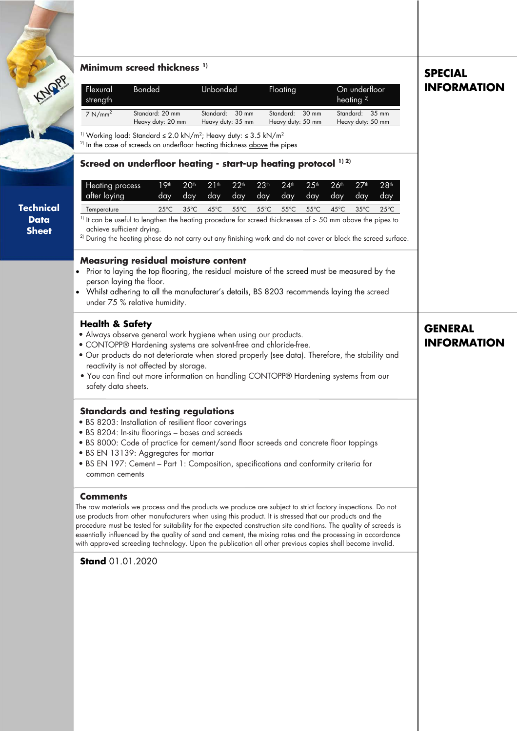**Technical Data Sheet**

## SPECIAL INFORMATION

### Minimum screed thickness [1]

| Flexural strength | Bonded | Unbonded | Floating | On underfloor heating [2] |
|---|---|---|---|---|
| 7 N/mm² | Standard: 20 mm<br>Heavy duty: 20 mm | Standard: 30 mm<br>Heavy duty: 35 mm | Standard: 30 mm<br>Heavy duty: 50 mm | Standard: 35 mm<br>Heavy duty: 50 mm |

[1] Working load: Standard ≤ 2.0 kN/m²; Heavy duty: ≤ 3.5 kN/m²
[2] In the case of screeds on underfloor heating thickness above the pipes

### Screed on underfloor heating - start-up heating protocol [1) 2)]

| Heating process after laying | 19th day | 20th day | 21th day | 22th day | 23th day | 24th day | 25th day | 26th day | 27th day | 28th day |
|---|---|---|---|---|---|---|---|---|---|---|
| Temperature | 25°C | 35°C | 45°C | 55°C | 55°C | 55°C | 55°C | 45°C | 35°C | 25°C |

[1] It can be useful to lengthen the heating procedure for screed thicknesses of > 50 mm above the pipes to achieve sufficient drying.
[2] During the heating phase do not carry out any finishing work and do not cover or block the screed surface.

### Measuring residual moisture content

- Prior to laying the top flooring, the residual moisture of the screed must be measured by the person laying the floor.
- Whilst adhering to all the manufacturer's details, BS 8203 recommends laying the screed under 75 % relative humidity.

## GENERAL INFORMATION

### Health & Safety

- Always observe general work hygiene when using our products.
- CONTOPP® Hardening systems are solvent-free and chloride-free.
- Our products do not deteriorate when stored properly (see data). Therefore, the stability and reactivity is not affected by storage.
- You can find out more information on handling CONTOPP® Hardening systems from our safety data sheets.

### Standards and testing regulations

- BS 8203: Installation of resilient floor coverings
- BS 8204: In-situ floorings – bases and screeds
- BS 8000: Code of practice for cement/sand floor screeds and concrete floor toppings
- BS EN 13139: Aggregates for mortar
- BS EN 197: Cement – Part 1: Composition, specifications and conformity criteria for common cements

### Comments

The raw materials we process and the products we produce are subject to strict factory inspections. Do not use products from other manufacturers when using this product. It is stressed that our products and the procedure must be tested for suitability for the expected construction site conditions. The quality of screeds is essentially influenced by the quality of sand and cement, the mixing rates and the processing in accordance with approved screeding technology. Upon the publication all other previous copies shall become invalid.

**Stand** 01.01.2020